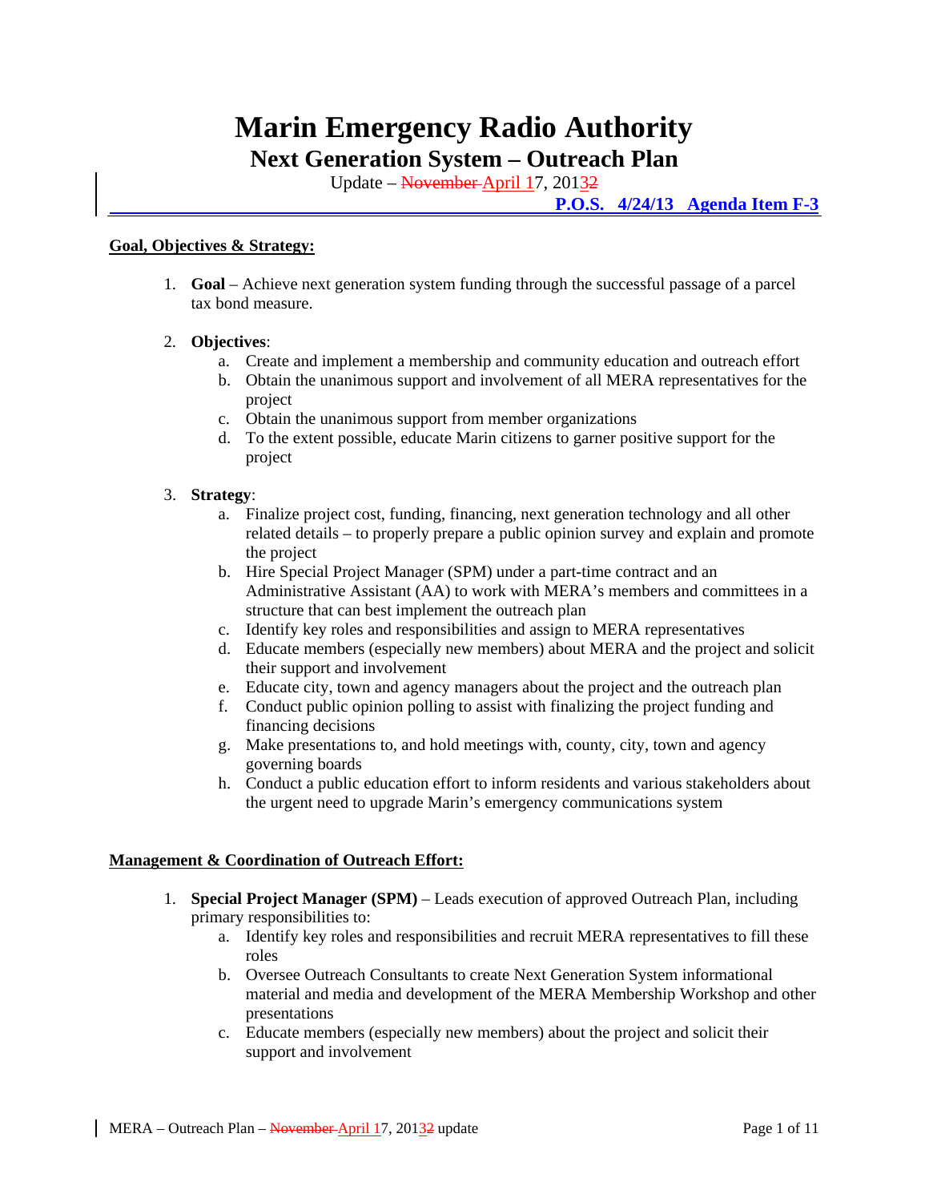# Marin Emergency Radio Authority

## Next Generation System – Outreach Plan

Update – ~~November~~ April 17, 2013

**P.O.S. 4/24/13 Agenda Item F-3**

**Goal, Objectives & Strategy:**

1. **Goal** – Achieve next generation system funding through the successful passage of a parcel tax bond measure.

2. **Objectives**:
   a. Create and implement a membership and community education and outreach effort
   b. Obtain the unanimous support and involvement of all MERA representatives for the project
   c. Obtain the unanimous support from member organizations
   d. To the extent possible, educate Marin citizens to garner positive support for the project

3. **Strategy**:
   a. Finalize project cost, funding, financing, next generation technology and all other related details – to properly prepare a public opinion survey and explain and promote the project
   b. Hire Special Project Manager (SPM) under a part-time contract and an Administrative Assistant (AA) to work with MERA's members and committees in a structure that can best implement the outreach plan
   c. Identify key roles and responsibilities and assign to MERA representatives
   d. Educate members (especially new members) about MERA and the project and solicit their support and involvement
   e. Educate city, town and agency managers about the project and the outreach plan
   f. Conduct public opinion polling to assist with finalizing the project funding and financing decisions
   g. Make presentations to, and hold meetings with, county, city, town and agency governing boards
   h. Conduct a public education effort to inform residents and various stakeholders about the urgent need to upgrade Marin's emergency communications system

**Management & Coordination of Outreach Effort:**

1. **Special Project Manager (SPM)** – Leads execution of approved Outreach Plan, including primary responsibilities to:
   a. Identify key roles and responsibilities and recruit MERA representatives to fill these roles
   b. Oversee Outreach Consultants to create Next Generation System informational material and media and development of the MERA Membership Workshop and other presentations
   c. Educate members (especially new members) about the project and solicit their support and involvement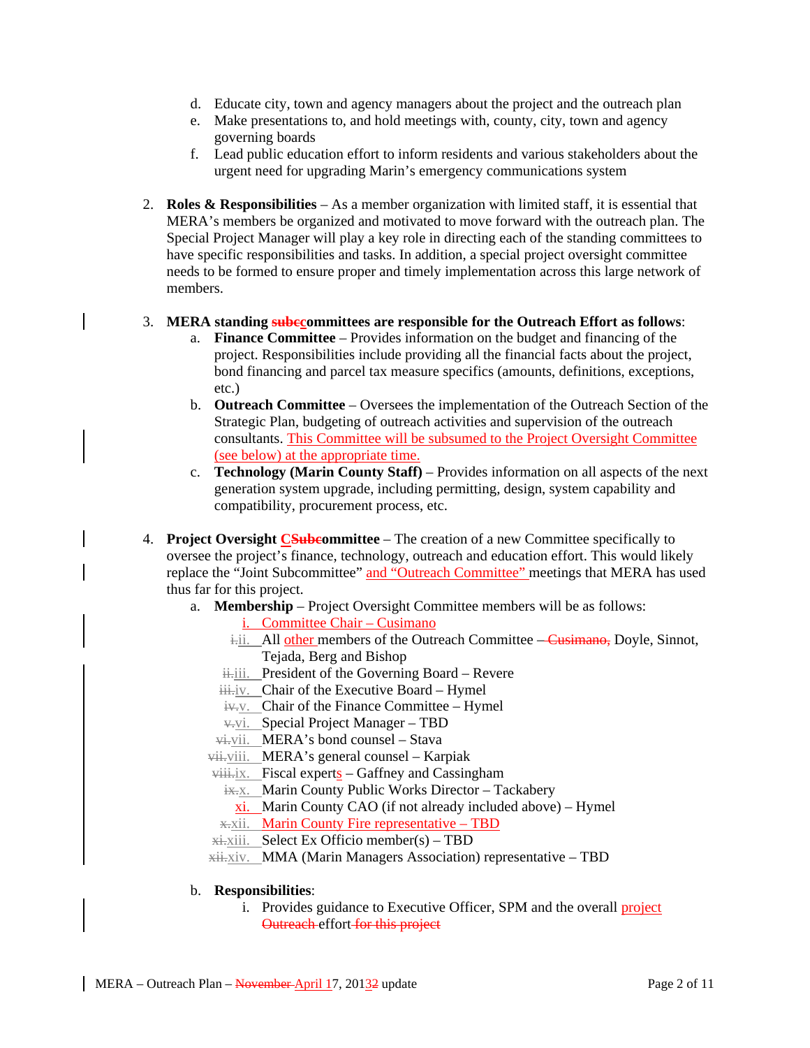d. Educate city, town and agency managers about the project and the outreach plan
e. Make presentations to, and hold meetings with, county, city, town and agency governing boards
f. Lead public education effort to inform residents and various stakeholders about the urgent need for upgrading Marin's emergency communications system

2. **Roles & Responsibilities** – As a member organization with limited staff, it is essential that MERA's members be organized and motivated to move forward with the outreach plan. The Special Project Manager will play a key role in directing each of the standing committees to have specific responsibilities and tasks. In addition, a special project oversight committee needs to be formed to ensure proper and timely implementation across this large network of members.

3. **MERA standing ~~subc~~committees are responsible for the Outreach Effort as follows**:
   a. **Finance Committee** – Provides information on the budget and financing of the project. Responsibilities include providing all the financial facts about the project, bond financing and parcel tax measure specifics (amounts, definitions, exceptions, etc.)
   b. **Outreach Committee** – Oversees the implementation of the Outreach Section of the Strategic Plan, budgeting of outreach activities and supervision of the outreach consultants. This Committee will be subsumed to the Project Oversight Committee (see below) at the appropriate time.
   c. **Technology (Marin County Staff)** – Provides information on all aspects of the next generation system upgrade, including permitting, design, system capability and compatibility, procurement process, etc.

4. **Project Oversight C~~Subc~~ommittee** – The creation of a new Committee specifically to oversee the project's finance, technology, outreach and education effort. This would likely replace the "Joint Subcommittee" and "Outreach Committee" meetings that MERA has used thus far for this project.
   a. **Membership** – Project Oversight Committee members will be as follows:
      i. Committee Chair – Cusimano
      ii. All other members of the Outreach Committee – ~~Cusimano,~~ Doyle, Sinnot, Tejada, Berg and Bishop
      iii. President of the Governing Board – Revere
      iv. Chair of the Executive Board – Hymel
      v. Chair of the Finance Committee – Hymel
      vi. Special Project Manager – TBD
      vii. MERA's bond counsel – Stava
      viii. MERA's general counsel – Karpiak
      ix. Fiscal experts – Gaffney and Cassingham
      x. Marin County Public Works Director – Tackabery
      xi. Marin County CAO (if not already included above) – Hymel
      xii. Marin County Fire representative – TBD
      xiii. Select Ex Officio member(s) – TBD
      xiv. MMA (Marin Managers Association) representative – TBD

   b. **Responsibilities**:
      i. Provides guidance to Executive Officer, SPM and the overall project ~~Outreach~~ effort ~~for this project~~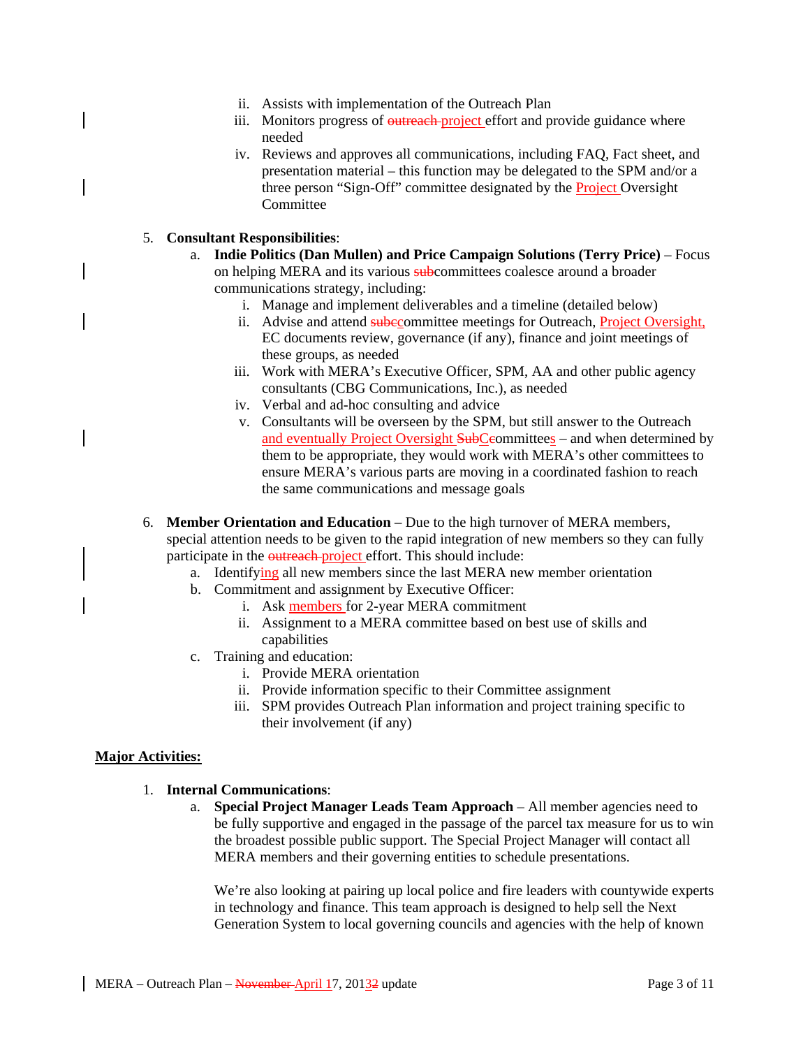ii. Assists with implementation of the Outreach Plan
   iii. Monitors progress of ~~outreach~~ project effort and provide guidance where needed
   iv. Reviews and approves all communications, including FAQ, Fact sheet, and presentation material – this function may be delegated to the SPM and/or a three person "Sign-Off" committee designated by the Project Oversight Committee

5. **Consultant Responsibilities**:
   a. **Indie Politics (Dan Mullen) and Price Campaign Solutions (Terry Price)** – Focus on helping MERA and its various ~~sub~~committees coalesce around a broader communications strategy, including:
      i. Manage and implement deliverables and a timeline (detailed below)
      ii. Advise and attend ~~subc~~committee meetings for Outreach, Project Oversight, EC documents review, governance (if any), finance and joint meetings of these groups, as needed
      iii. Work with MERA's Executive Officer, SPM, AA and other public agency consultants (CBG Communications, Inc.), as needed
      iv. Verbal and ad-hoc consulting and advice
      v. Consultants will be overseen by the SPM, but still answer to the Outreach and eventually Project Oversight ~~SubC~~Committees – and when determined by them to be appropriate, they would work with MERA's other committees to ensure MERA's various parts are moving in a coordinated fashion to reach the same communications and message goals

6. **Member Orientation and Education** – Due to the high turnover of MERA members, special attention needs to be given to the rapid integration of new members so they can fully participate in the ~~outreach~~ project effort. This should include:
   a. Identifying all new members since the last MERA new member orientation
   b. Commitment and assignment by Executive Officer:
      i. Ask members for 2-year MERA commitment
      ii. Assignment to a MERA committee based on best use of skills and capabilities
   c. Training and education:
      i. Provide MERA orientation
      ii. Provide information specific to their Committee assignment
      iii. SPM provides Outreach Plan information and project training specific to their involvement (if any)

**<u>Major Activities:</u>**

1. **Internal Communications**:
   a. **Special Project Manager Leads Team Approach** – All member agencies need to be fully supportive and engaged in the passage of the parcel tax measure for us to win the broadest possible public support. The Special Project Manager will contact all MERA members and their governing entities to schedule presentations.

      We're also looking at pairing up local police and fire leaders with countywide experts in technology and finance. This team approach is designed to help sell the Next Generation System to local governing councils and agencies with the help of known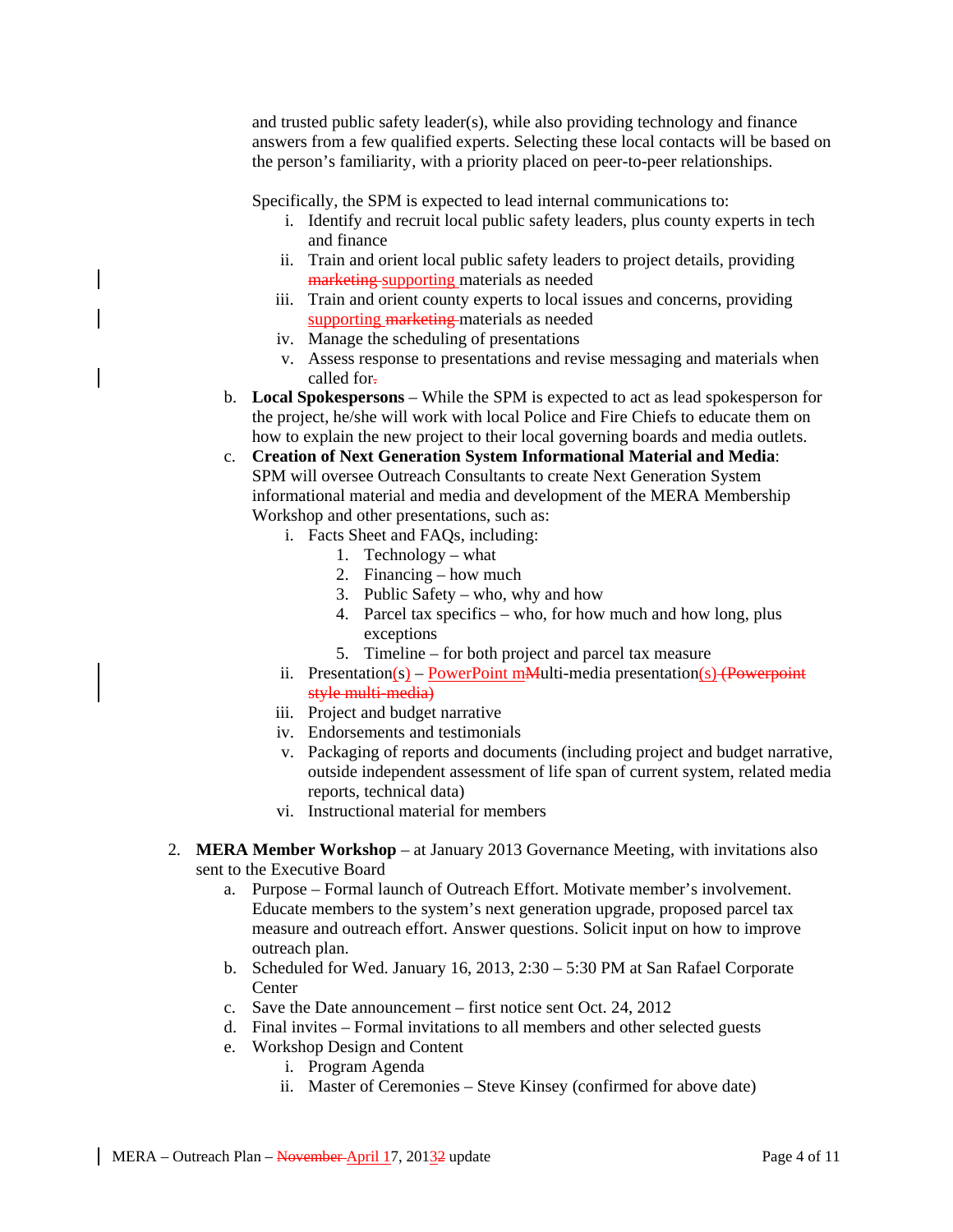and trusted public safety leader(s), while also providing technology and finance answers from a few qualified experts. Selecting these local contacts will be based on the person's familiarity, with a priority placed on peer-to-peer relationships.

Specifically, the SPM is expected to lead internal communications to:

- i. Identify and recruit local public safety leaders, plus county experts in tech and finance
- ii. Train and orient local public safety leaders to project details, providing ~~marketing~~ supporting materials as needed
- iii. Train and orient county experts to local issues and concerns, providing supporting ~~marketing~~ materials as needed
- iv. Manage the scheduling of presentations
- v. Assess response to presentations and revise messaging and materials when called for~~.~~

b. **Local Spokespersons** – While the SPM is expected to act as lead spokesperson for the project, he/she will work with local Police and Fire Chiefs to educate them on how to explain the new project to their local governing boards and media outlets.

c. **Creation of Next Generation System Informational Material and Media**: SPM will oversee Outreach Consultants to create Next Generation System informational material and media and development of the MERA Membership Workshop and other presentations, such as:

- i. Facts Sheet and FAQs, including:
  1. Technology – what
  2. Financing – how much
  3. Public Safety – who, why and how
  4. Parcel tax specifics – who, for how much and how long, plus exceptions
  5. Timeline – for both project and parcel tax measure
- ii. Presentation(s) – PowerPoint m~~M~~ulti-media presentation(s) ~~(Powerpoint style multi-media)~~
- iii. Project and budget narrative
- iv. Endorsements and testimonials
- v. Packaging of reports and documents (including project and budget narrative, outside independent assessment of life span of current system, related media reports, technical data)
- vi. Instructional material for members

2. **MERA Member Workshop** – at January 2013 Governance Meeting, with invitations also sent to the Executive Board
   - a. Purpose – Formal launch of Outreach Effort. Motivate member's involvement. Educate members to the system's next generation upgrade, proposed parcel tax measure and outreach effort. Answer questions. Solicit input on how to improve outreach plan.
   - b. Scheduled for Wed. January 16, 2013, 2:30 – 5:30 PM at San Rafael Corporate Center
   - c. Save the Date announcement – first notice sent Oct. 24, 2012
   - d. Final invites – Formal invitations to all members and other selected guests
   - e. Workshop Design and Content
     - i. Program Agenda
     - ii. Master of Ceremonies – Steve Kinsey (confirmed for above date)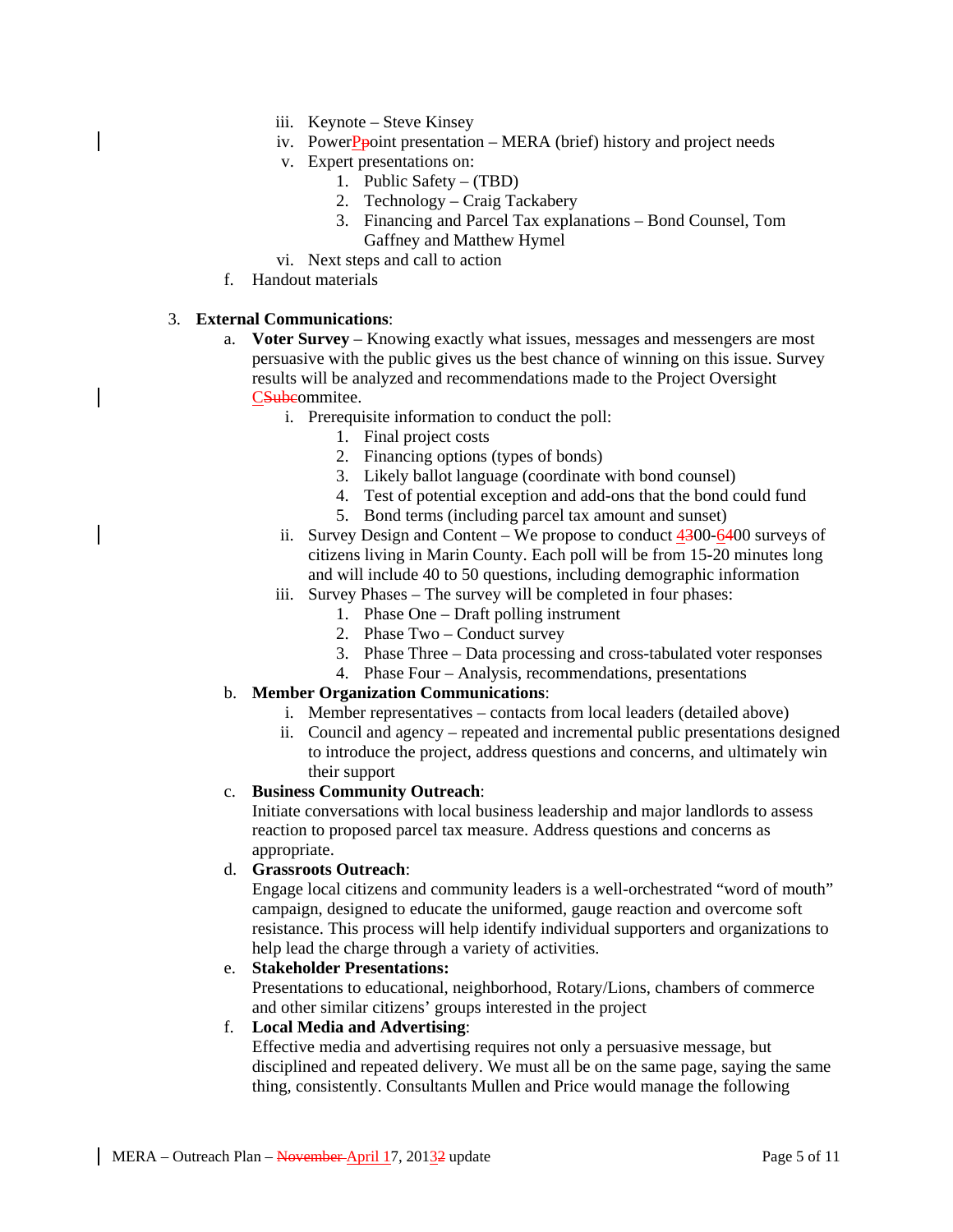iii. Keynote – Steve Kinsey
iv. PowerPpoint presentation – MERA (brief) history and project needs
v. Expert presentations on:
   1. Public Safety – (TBD)
   2. Technology – Craig Tackabery
   3. Financing and Parcel Tax explanations – Bond Counsel, Tom Gaffney and Matthew Hymel
vi. Next steps and call to action

f. Handout materials

3. **External Communications**:
   a. **Voter Survey** – Knowing exactly what issues, messages and messengers are most persuasive with the public gives us the best chance of winning on this issue. Survey results will be analyzed and recommendations made to the Project Oversight CSubcommitee.
      i. Prerequisite information to conduct the poll:
         1. Final project costs
         2. Financing options (types of bonds)
         3. Likely ballot language (coordinate with bond counsel)
         4. Test of potential exception and add-ons that the bond could fund
         5. Bond terms (including parcel tax amount and sunset)
      ii. Survey Design and Content – We propose to conduct 4300-6400 surveys of citizens living in Marin County. Each poll will be from 15-20 minutes long and will include 40 to 50 questions, including demographic information
      iii. Survey Phases – The survey will be completed in four phases:
         1. Phase One – Draft polling instrument
         2. Phase Two – Conduct survey
         3. Phase Three – Data processing and cross-tabulated voter responses
         4. Phase Four – Analysis, recommendations, presentations
   b. **Member Organization Communications**:
      i. Member representatives – contacts from local leaders (detailed above)
      ii. Council and agency – repeated and incremental public presentations designed to introduce the project, address questions and concerns, and ultimately win their support
   c. **Business Community Outreach**:
      Initiate conversations with local business leadership and major landlords to assess reaction to proposed parcel tax measure. Address questions and concerns as appropriate.
   d. **Grassroots Outreach**:
      Engage local citizens and community leaders is a well-orchestrated "word of mouth" campaign, designed to educate the uniformed, gauge reaction and overcome soft resistance. This process will help identify individual supporters and organizations to help lead the charge through a variety of activities.
   e. **Stakeholder Presentations:**
      Presentations to educational, neighborhood, Rotary/Lions, chambers of commerce and other similar citizens' groups interested in the project
   f. **Local Media and Advertising**:
      Effective media and advertising requires not only a persuasive message, but disciplined and repeated delivery. We must all be on the same page, saying the same thing, consistently. Consultants Mullen and Price would manage the following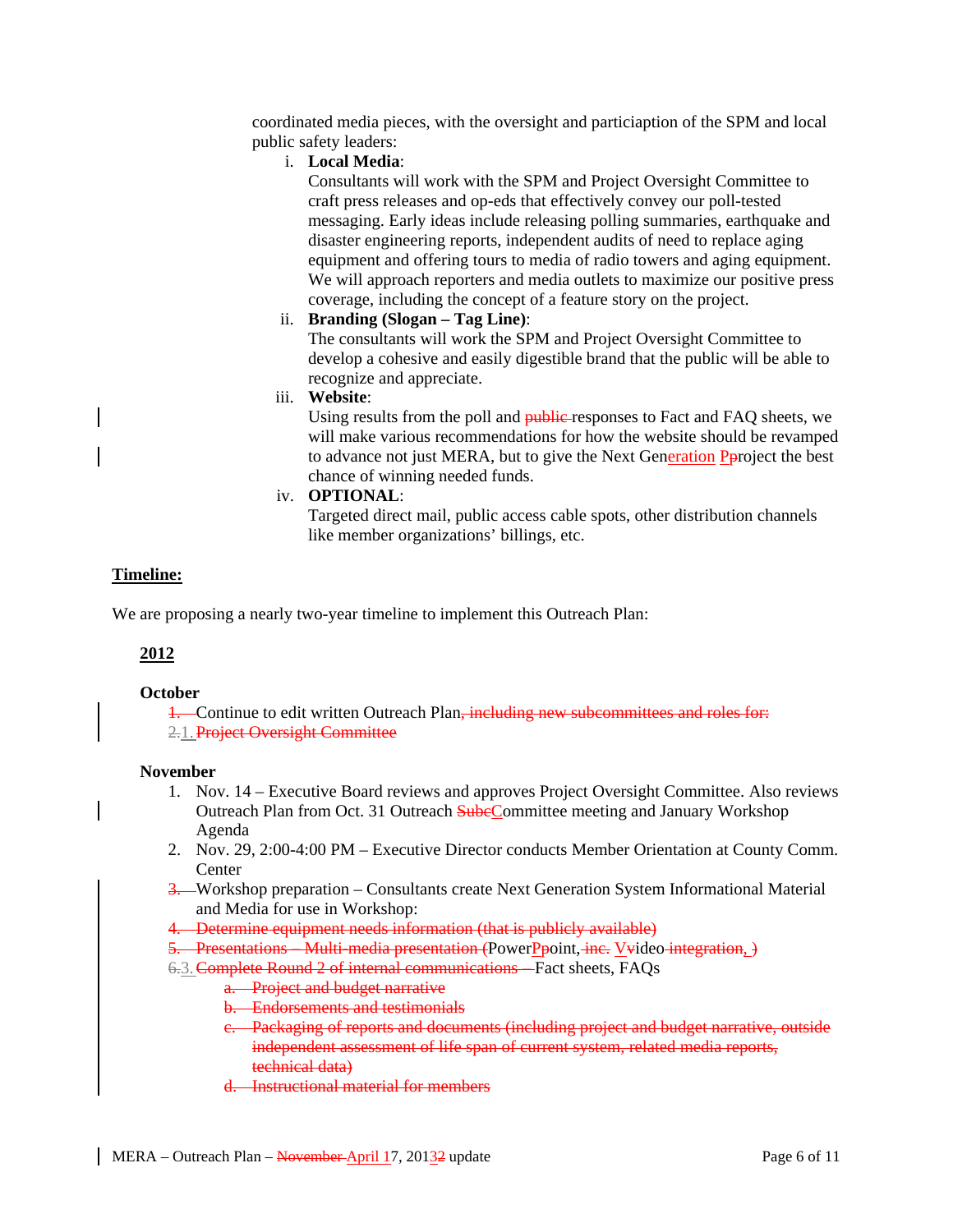coordinated media pieces, with the oversight and particiaption of the SPM and local public safety leaders:

i. **Local Media**:
Consultants will work with the SPM and Project Oversight Committee to craft press releases and op-eds that effectively convey our poll-tested messaging. Early ideas include releasing polling summaries, earthquake and disaster engineering reports, independent audits of need to replace aging equipment and offering tours to media of radio towers and aging equipment. We will approach reporters and media outlets to maximize our positive press coverage, including the concept of a feature story on the project.

ii. **Branding (Slogan – Tag Line)**:
The consultants will work the SPM and Project Oversight Committee to develop a cohesive and easily digestible brand that the public will be able to recognize and appreciate.

iii. **Website**:
Using results from the poll and ~~public~~ responses to Fact and FAQ sheets, we will make various recommendations for how the website should be revamped to advance not just MERA, but to give the Next Generation ~~P~~project the best chance of winning needed funds.

iv. **OPTIONAL**:
Targeted direct mail, public access cable spots, other distribution channels like member organizations' billings, etc.

**Timeline:**

We are proposing a nearly two-year timeline to implement this Outreach Plan:

**2012**

**October**

1. Continue to edit written Outreach Plan~~, including new subcommittees and roles for:~~
2. ~~Project Oversight Committee~~

**November**

1. Nov. 14 – Executive Board reviews and approves Project Oversight Committee. Also reviews Outreach Plan from Oct. 31 Outreach ~~Subc~~Committee meeting and January Workshop Agenda
2. Nov. 29, 2:00-4:00 PM – Executive Director conducts Member Orientation at County Comm. Center
3. Workshop preparation – Consultants create Next Generation System Informational Material and Media for use in Workshop:
4. ~~Determine equipment needs information (that is publicly available)~~
5. ~~Presentations – Multi-media presentation (~~PowerPoint, ~~inc.~~ Video ~~integration, )~~
6. ~~Complete Round 2 of internal communications –~~ Fact sheets, FAQs
   a. ~~Project and budget narrative~~
   b. ~~Endorsements and testimonials~~
   c. ~~Packaging of reports and documents (including project and budget narrative, outside independent assessment of life span of current system, related media reports, technical data)~~
   d. ~~Instructional material for members~~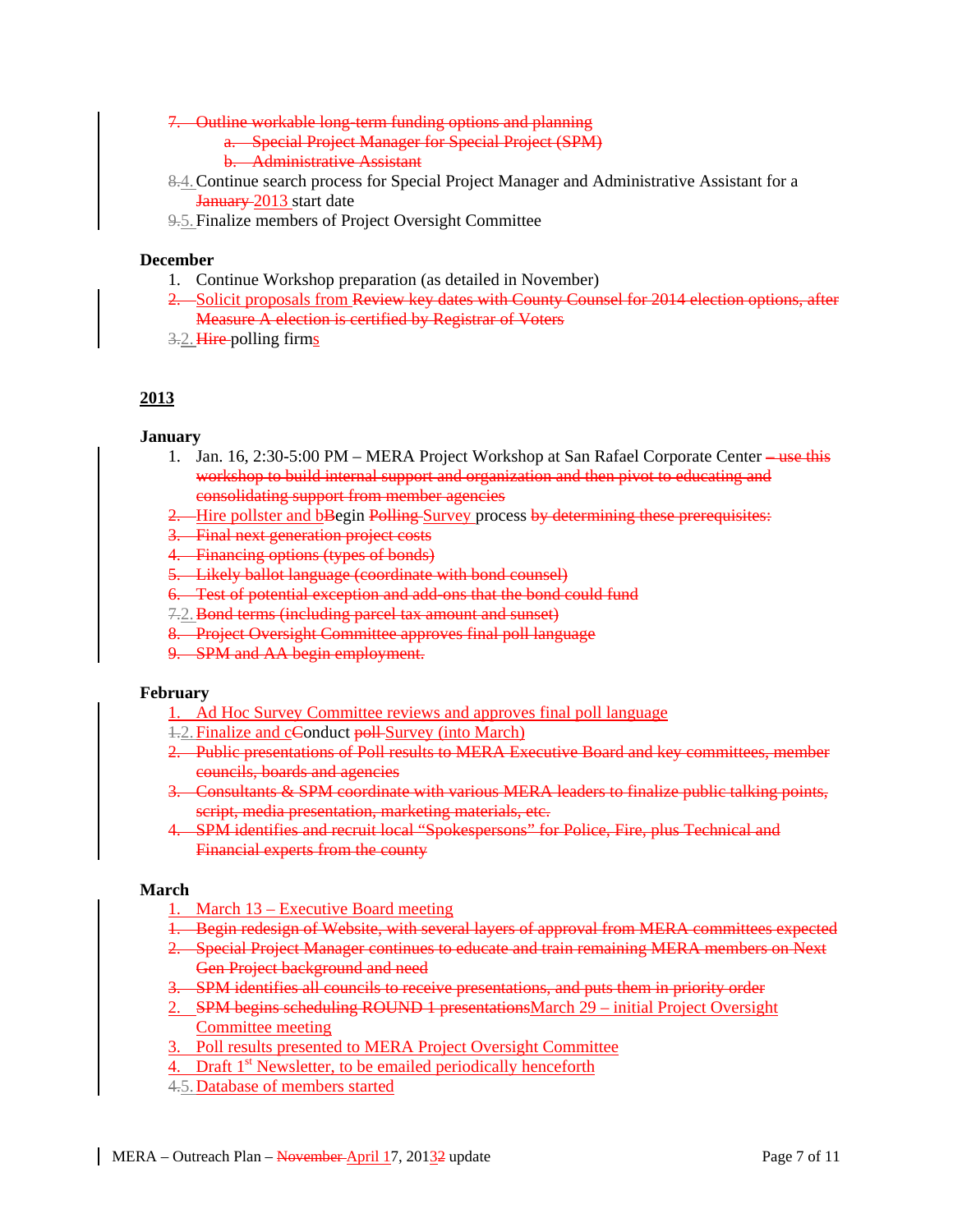~~7. Outline workable long-term funding options and planning~~

~~a. Special Project Manager for Special Project (SPM)~~

~~b. Administrative Assistant~~

~~8.~~4. Continue search process for Special Project Manager and Administrative Assistant for a ~~January~~ 2013 start date

~~9.~~5. Finalize members of Project Oversight Committee

**December**

1. Continue Workshop preparation (as detailed in November)

2. Solicit proposals from ~~Review key dates with County Counsel for 2014 election options, after Measure A election is certified by Registrar of Voters~~

~~3.~~2. ~~Hire~~ polling firms

## 2013

**January**

1. Jan. 16, 2:30-5:00 PM – MERA Project Workshop at San Rafael Corporate Center ~~– use this workshop to build internal support and organization and then pivot to educating and consolidating support from member agencies~~

2. Hire pollster and b~~B~~egin ~~Polling~~ Survey process ~~by determining these prerequisites:~~

~~3. Final next generation project costs~~

~~4. Financing options (types of bonds)~~

~~5. Likely ballot language (coordinate with bond counsel)~~

~~6. Test of potential exception and add-ons that the bond could fund~~

~~7.~~2. ~~Bond terms (including parcel tax amount and sunset)~~

~~8. Project Oversight Committee approves final poll language~~

~~9. SPM and AA begin employment.~~

**February**

1. Ad Hoc Survey Committee reviews and approves final poll language

~~1.~~2. Finalize and c~~C~~onduct ~~poll~~ Survey (into March)

~~2. Public presentations of Poll results to MERA Executive Board and key committees, member councils, boards and agencies~~

~~3. Consultants & SPM coordinate with various MERA leaders to finalize public talking points, script, media presentation, marketing materials, etc.~~

~~4. SPM identifies and recruit local "Spokespersons" for Police, Fire, plus Technical and Financial experts from the county~~

**March**

1. March 13 – Executive Board meeting

~~1. Begin redesign of Website, with several layers of approval from MERA committees expected~~

~~2. Special Project Manager continues to educate and train remaining MERA members on Next Gen Project background and need~~

~~3. SPM identifies all councils to receive presentations, and puts them in priority order~~

2. ~~SPM begins scheduling ROUND 1 presentations~~March 29 – initial Project Oversight Committee meeting

3. Poll results presented to MERA Project Oversight Committee

4. Draft 1st Newsletter, to be emailed periodically henceforth

~~4.~~5. Database of members started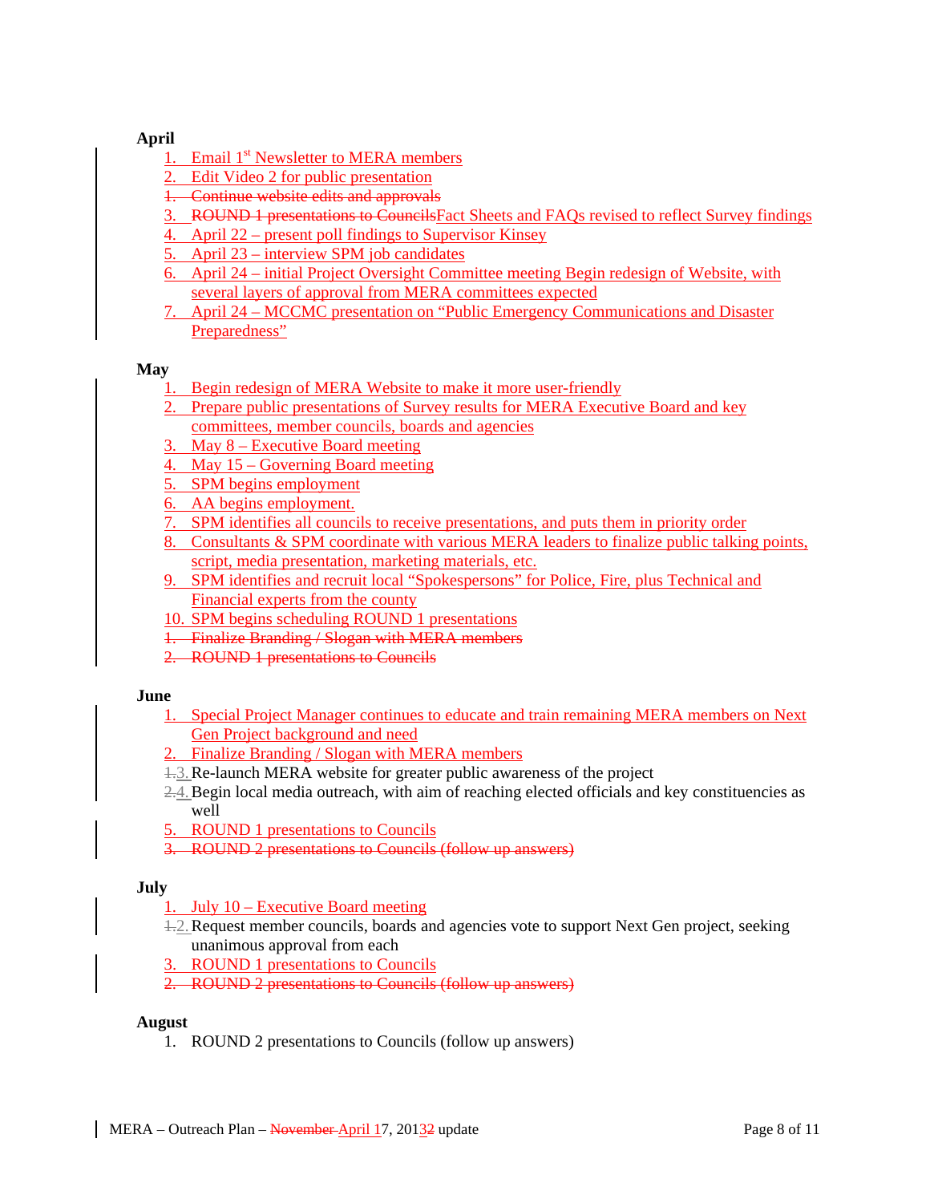**April**

1. Email 1st Newsletter to MERA members
2. Edit Video 2 for public presentation
~~1. Continue website edits and approvals~~
3. ~~ROUND 1 presentations to Councils~~Fact Sheets and FAQs revised to reflect Survey findings
4. April 22 – present poll findings to Supervisor Kinsey
5. April 23 – interview SPM job candidates
6. April 24 – initial Project Oversight Committee meeting Begin redesign of Website, with several layers of approval from MERA committees expected
7. April 24 – MCCMC presentation on "Public Emergency Communications and Disaster Preparedness"

**May**

1. Begin redesign of MERA Website to make it more user-friendly
2. Prepare public presentations of Survey results for MERA Executive Board and key committees, member councils, boards and agencies
3. May 8 – Executive Board meeting
4. May 15 – Governing Board meeting
5. SPM begins employment
6. AA begins employment.
7. SPM identifies all councils to receive presentations, and puts them in priority order
8. Consultants & SPM coordinate with various MERA leaders to finalize public talking points, script, media presentation, marketing materials, etc.
9. SPM identifies and recruit local "Spokespersons" for Police, Fire, plus Technical and Financial experts from the county
10. SPM begins scheduling ROUND 1 presentations
~~1. Finalize Branding / Slogan with MERA members~~
~~2. ROUND 1 presentations to Councils~~

**June**

1. Special Project Manager continues to educate and train remaining MERA members on Next Gen Project background and need
2. Finalize Branding / Slogan with MERA members
3. Re-launch MERA website for greater public awareness of the project
4. Begin local media outreach, with aim of reaching elected officials and key constituencies as well
5. ROUND 1 presentations to Councils
~~3. ROUND 2 presentations to Councils (follow up answers)~~

**July**

1. July 10 – Executive Board meeting
2. Request member councils, boards and agencies vote to support Next Gen project, seeking unanimous approval from each
3. ROUND 1 presentations to Councils
~~2. ROUND 2 presentations to Councils (follow up answers)~~

**August**

1. ROUND 2 presentations to Councils (follow up answers)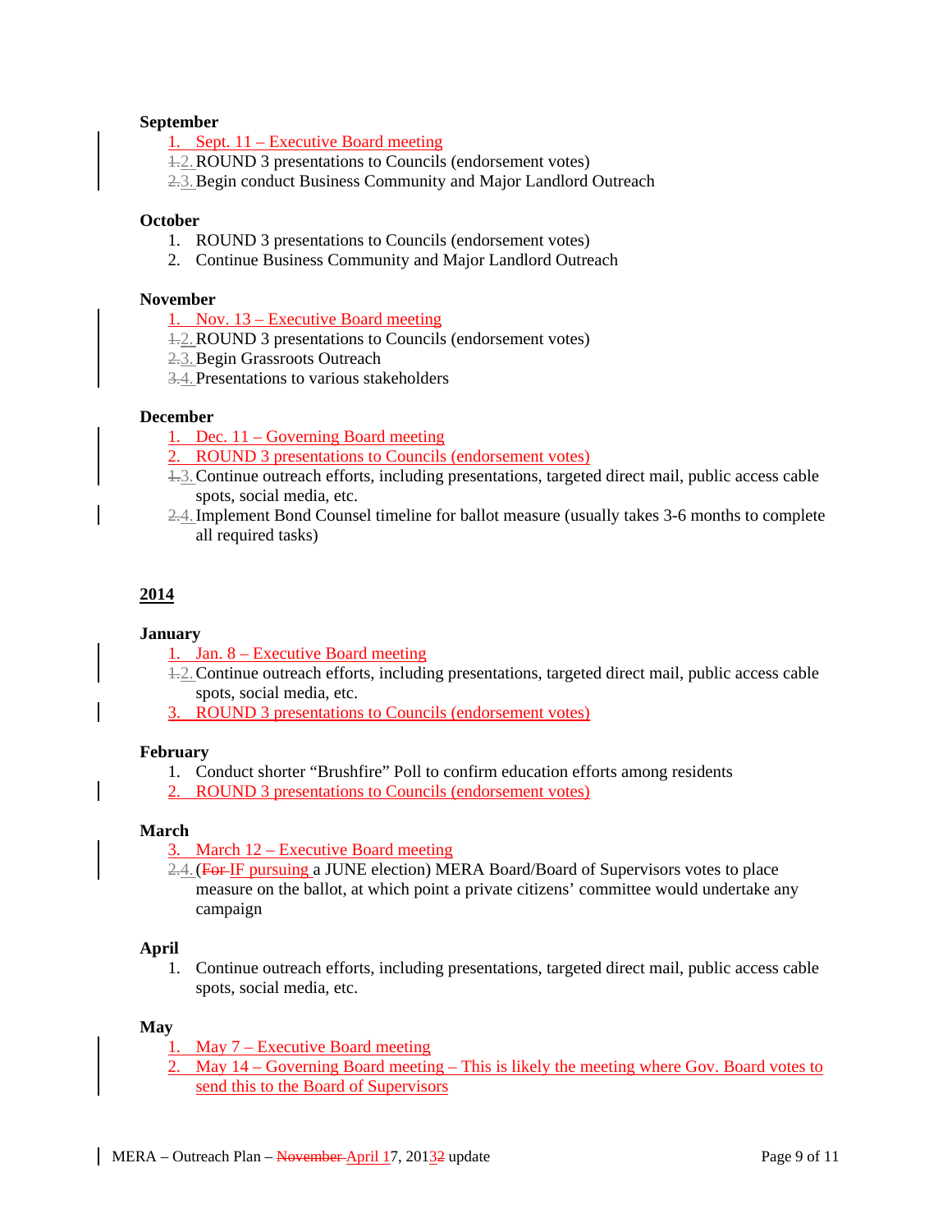**September**

1. Sept. 11 – Executive Board meeting
2. ROUND 3 presentations to Councils (endorsement votes)
3. Begin conduct Business Community and Major Landlord Outreach

**October**

1. ROUND 3 presentations to Councils (endorsement votes)
2. Continue Business Community and Major Landlord Outreach

**November**

1. Nov. 13 – Executive Board meeting
2. ROUND 3 presentations to Councils (endorsement votes)
3. Begin Grassroots Outreach
4. Presentations to various stakeholders

**December**

1. Dec. 11 – Governing Board meeting
2. ROUND 3 presentations to Councils (endorsement votes)
3. Continue outreach efforts, including presentations, targeted direct mail, public access cable spots, social media, etc.
4. Implement Bond Counsel timeline for ballot measure (usually takes 3-6 months to complete all required tasks)

## 2014

**January**

1. Jan. 8 – Executive Board meeting
2. Continue outreach efforts, including presentations, targeted direct mail, public access cable spots, social media, etc.
3. ROUND 3 presentations to Councils (endorsement votes)

**February**

1. Conduct shorter "Brushfire" Poll to confirm education efforts among residents
2. ROUND 3 presentations to Councils (endorsement votes)

**March**

3. March 12 – Executive Board meeting
4. (For IF pursuing a JUNE election) MERA Board/Board of Supervisors votes to place measure on the ballot, at which point a private citizens' committee would undertake any campaign

**April**

1. Continue outreach efforts, including presentations, targeted direct mail, public access cable spots, social media, etc.

**May**

1. May 7 – Executive Board meeting
2. May 14 – Governing Board meeting – This is likely the meeting where Gov. Board votes to send this to the Board of Supervisors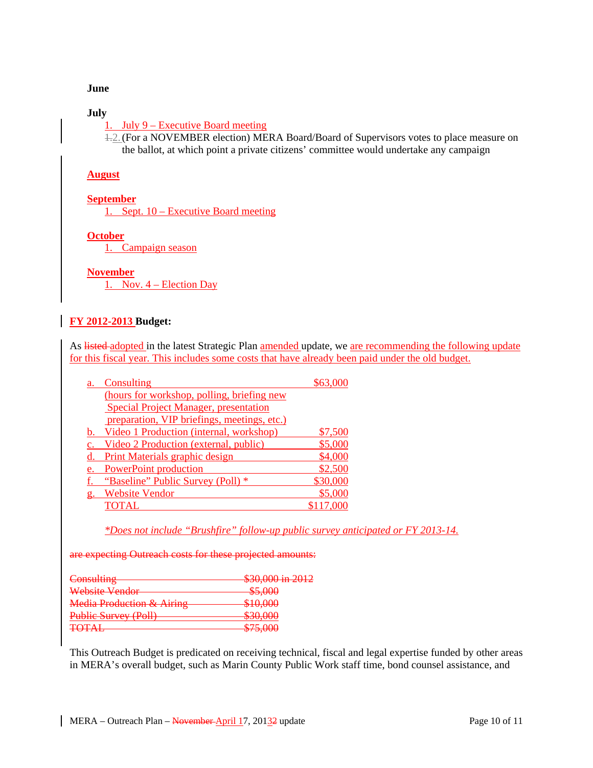**June**

**July**

1. July 9 – Executive Board meeting
2. (For a NOVEMBER election) MERA Board/Board of Supervisors votes to place measure on the ballot, at which point a private citizens' committee would undertake any campaign

**August**

**September**

1. Sept. 10 – Executive Board meeting

**October**

1. Campaign season

**November**

1. Nov. 4 – Election Day

**FY 2012-2013 Budget:**

As ~~listed~~ adopted in the latest Strategic Plan amended update, we are recommending the following update for this fiscal year. This includes some costs that have already been paid under the old budget.

| | Item | Amount |
|---|---|---|
| a. | Consulting (hours for workshop, polling, briefing new Special Project Manager, presentation preparation, VIP briefings, meetings, etc.) | $63,000 |
| b. | Video 1 Production (internal, workshop) | $7,500 |
| c. | Video 2 Production (external, public) | $5,000 |
| d. | Print Materials graphic design | $4,000 |
| e. | PowerPoint production | $2,500 |
| f. | "Baseline" Public Survey (Poll) * | $30,000 |
| g. | Website Vendor | $5,000 |
| | TOTAL | $117,000 |

*\*Does not include "Brushfire" follow-up public survey anticipated or FY 2013-14.*

~~are expecting Outreach costs for these projected amounts:~~

| Item | Amount |
|---|---|
| ~~Consulting~~ | ~~$30,000 in 2012~~ |
| ~~Website Vendor~~ | ~~$5,000~~ |
| ~~Media Production & Airing~~ | ~~$10,000~~ |
| ~~Public Survey (Poll)~~ | ~~$30,000~~ |
| ~~TOTAL~~ | ~~$75,000~~ |

This Outreach Budget is predicated on receiving technical, fiscal and legal expertise funded by other areas in MERA's overall budget, such as Marin County Public Work staff time, bond counsel assistance, and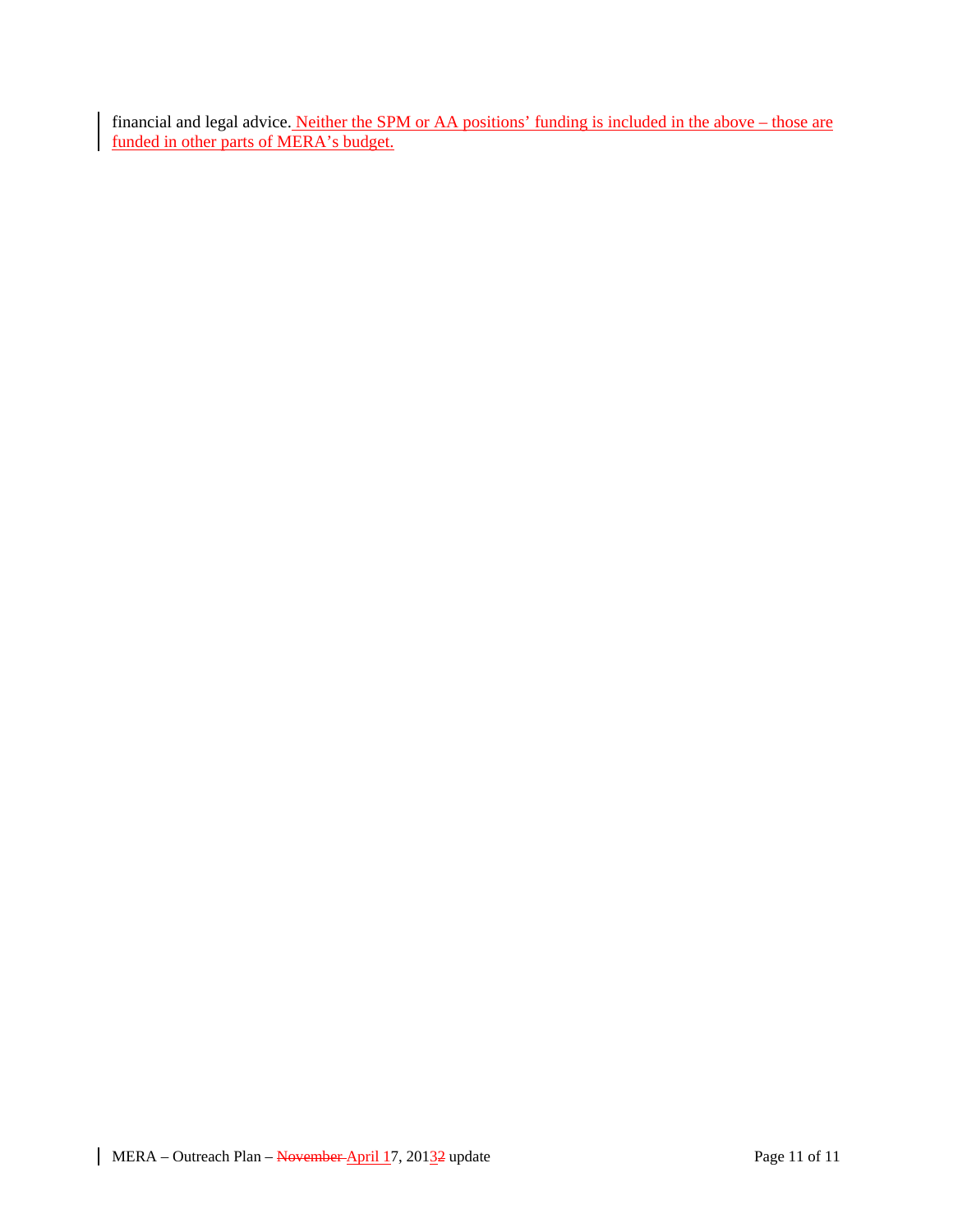financial and legal advice. Neither the SPM or AA positions' funding is included in the above – those are funded in other parts of MERA's budget.